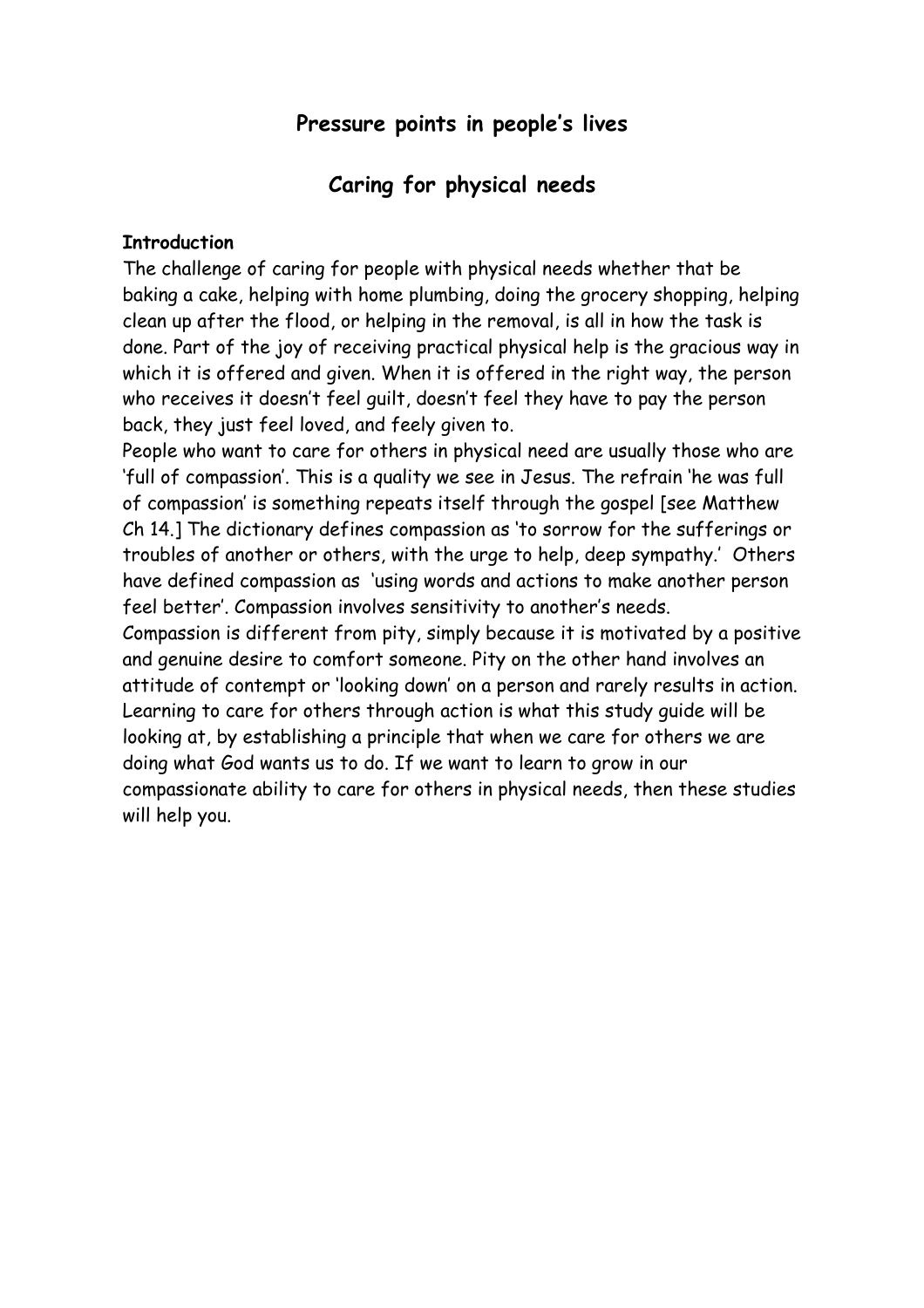# Pressure points in people's lives

## Caring for physical needs

**Introduction**

The challenge of caring for people with physical needs whether that be baking a cake, helping with home plumbing, doing the grocery shopping, helping clean up after the flood, or helping in the removal, is all in how the task is done. Part of the joy of receiving practical physical help is the gracious way in which it is offered and given. When it is offered in the right way, the person who receives it doesn't feel guilt, doesn't feel they have to pay the person back, they just feel loved, and feely given to.

People who want to care for others in physical need are usually those who are 'full of compassion'. This is a quality we see in Jesus. The refrain 'he was full of compassion' is something repeats itself through the gospel [see Matthew Ch 14.] The dictionary defines compassion as 'to sorrow for the sufferings or troubles of another or others, with the urge to help, deep sympathy.' Others have defined compassion as 'using words and actions to make another person feel better'. Compassion involves sensitivity to another's needs.

Compassion is different from pity, simply because it is motivated by a positive and genuine desire to comfort someone. Pity on the other hand involves an attitude of contempt or 'looking down' on a person and rarely results in action. Learning to care for others through action is what this study guide will be looking at, by establishing a principle that when we care for others we are doing what God wants us to do. If we want to learn to grow in our compassionate ability to care for others in physical needs, then these studies will help you.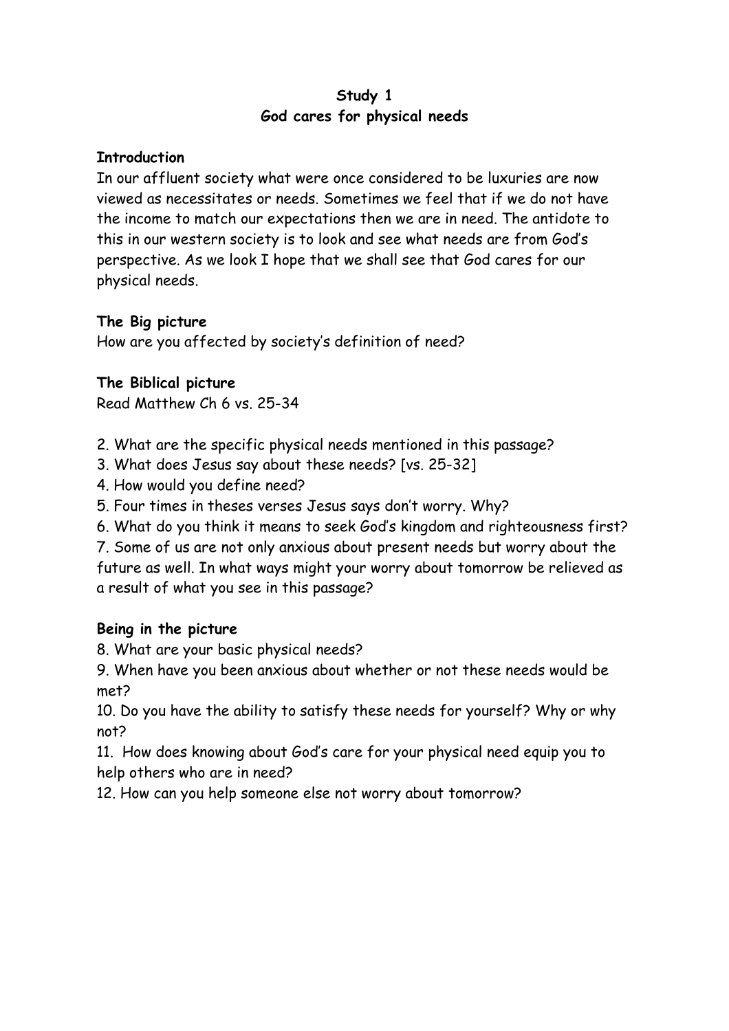## Study 1
## God cares for physical needs

**Introduction**

In our affluent society what were once considered to be luxuries are now viewed as necessitates or needs. Sometimes we feel that if we do not have the income to match our expectations then we are in need. The antidote to this in our western society is to look and see what needs are from God's perspective. As we look I hope that we shall see that God cares for our physical needs.

**The Big picture**

How are you affected by society's definition of need?

**The Biblical picture**

Read Matthew Ch 6 vs. 25-34

2. What are the specific physical needs mentioned in this passage?
3. What does Jesus say about these needs? [vs. 25-32]
4. How would you define need?
5. Four times in theses verses Jesus says don't worry. Why?
6. What do you think it means to seek God's kingdom and righteousness first?
7. Some of us are not only anxious about present needs but worry about the future as well. In what ways might your worry about tomorrow be relieved as a result of what you see in this passage?

**Being in the picture**

8. What are your basic physical needs?
9. When have you been anxious about whether or not these needs would be met?
10. Do you have the ability to satisfy these needs for yourself? Why or why not?
11. How does knowing about God's care for your physical need equip you to help others who are in need?
12. How can you help someone else not worry about tomorrow?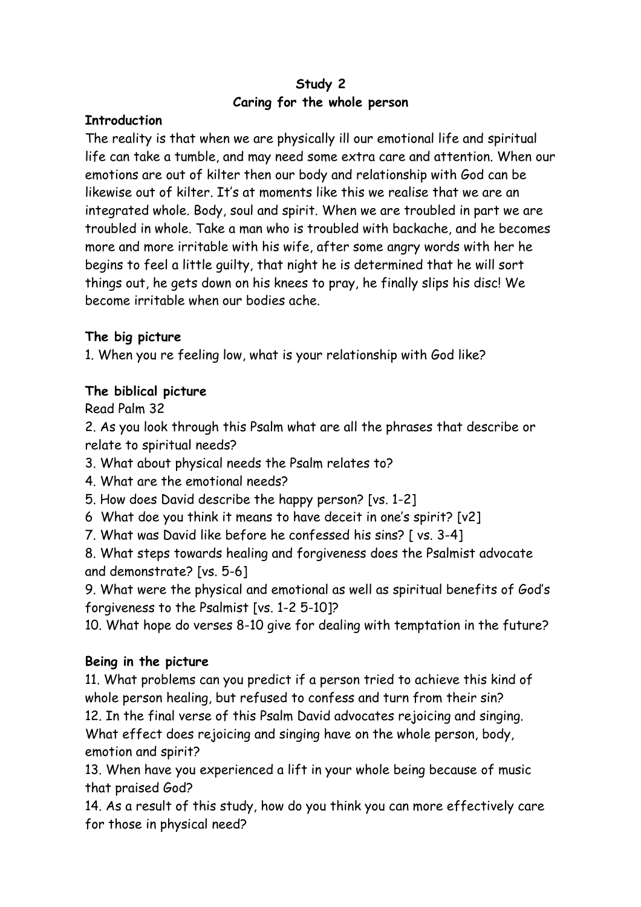**Study 2**
**Caring for the whole person**

**Introduction**

The reality is that when we are physically ill our emotional life and spiritual life can take a tumble, and may need some extra care and attention. When our emotions are out of kilter then our body and relationship with God can be likewise out of kilter. It's at moments like this we realise that we are an integrated whole. Body, soul and spirit. When we are troubled in part we are troubled in whole. Take a man who is troubled with backache, and he becomes more and more irritable with his wife, after some angry words with her he begins to feel a little guilty, that night he is determined that he will sort things out, he gets down on his knees to pray, he finally slips his disc! We become irritable when our bodies ache.

**The big picture**

1. When you re feeling low, what is your relationship with God like?

**The biblical picture**

Read Palm 32

2. As you look through this Psalm what are all the phrases that describe or relate to spiritual needs?
3. What about physical needs the Psalm relates to?
4. What are the emotional needs?
5. How does David describe the happy person? [vs. 1-2]
6 What doe you think it means to have deceit in one's spirit? [v2]
7. What was David like before he confessed his sins? [ vs. 3-4]
8. What steps towards healing and forgiveness does the Psalmist advocate and demonstrate? [vs. 5-6]
9. What were the physical and emotional as well as spiritual benefits of God's forgiveness to the Psalmist [vs. 1-2 5-10]?
10. What hope do verses 8-10 give for dealing with temptation in the future?

**Being in the picture**

11. What problems can you predict if a person tried to achieve this kind of whole person healing, but refused to confess and turn from their sin?
12. In the final verse of this Psalm David advocates rejoicing and singing. What effect does rejoicing and singing have on the whole person, body, emotion and spirit?
13. When have you experienced a lift in your whole being because of music that praised God?
14. As a result of this study, how do you think you can more effectively care for those in physical need?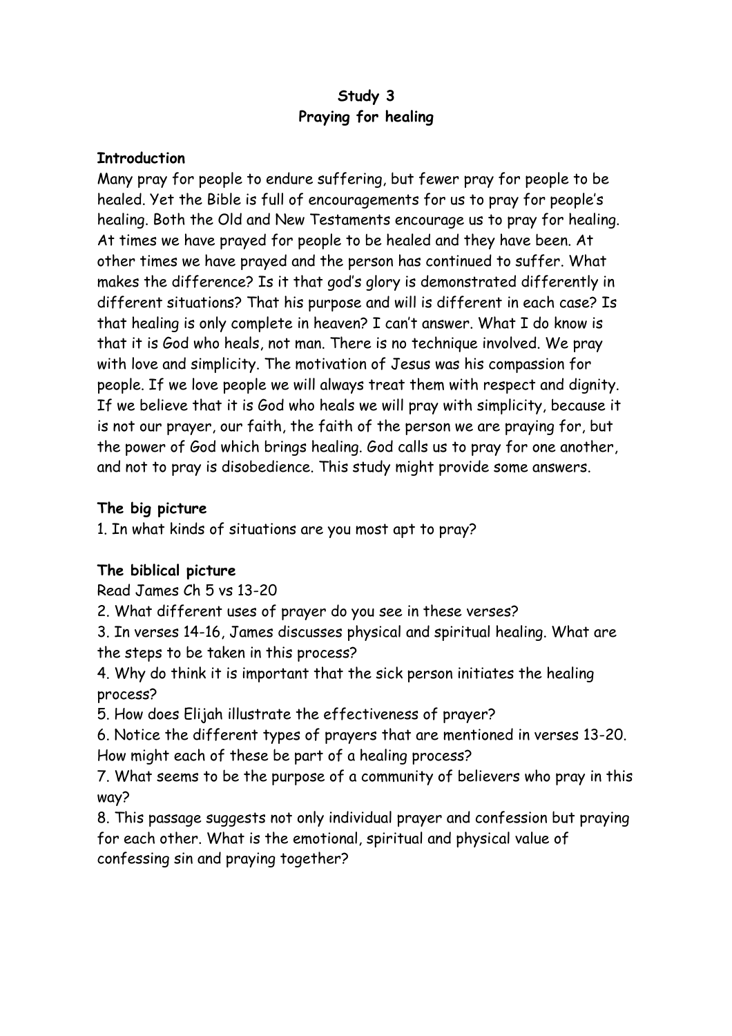# Study 3
# Praying for healing

**Introduction**

Many pray for people to endure suffering, but fewer pray for people to be healed. Yet the Bible is full of encouragements for us to pray for people's healing. Both the Old and New Testaments encourage us to pray for healing. At times we have prayed for people to be healed and they have been. At other times we have prayed and the person has continued to suffer. What makes the difference? Is it that god's glory is demonstrated differently in different situations? That his purpose and will is different in each case? Is that healing is only complete in heaven? I can't answer. What I do know is that it is God who heals, not man. There is no technique involved. We pray with love and simplicity. The motivation of Jesus was his compassion for people. If we love people we will always treat them with respect and dignity. If we believe that it is God who heals we will pray with simplicity, because it is not our prayer, our faith, the faith of the person we are praying for, but the power of God which brings healing. God calls us to pray for one another, and not to pray is disobedience. This study might provide some answers.

**The big picture**

1. In what kinds of situations are you most apt to pray?

**The biblical picture**

Read James Ch 5 vs 13-20

2. What different uses of prayer do you see in these verses?
3. In verses 14-16, James discusses physical and spiritual healing. What are the steps to be taken in this process?
4. Why do think it is important that the sick person initiates the healing process?
5. How does Elijah illustrate the effectiveness of prayer?
6. Notice the different types of prayers that are mentioned in verses 13-20. How might each of these be part of a healing process?
7. What seems to be the purpose of a community of believers who pray in this way?
8. This passage suggests not only individual prayer and confession but praying for each other. What is the emotional, spiritual and physical value of confessing sin and praying together?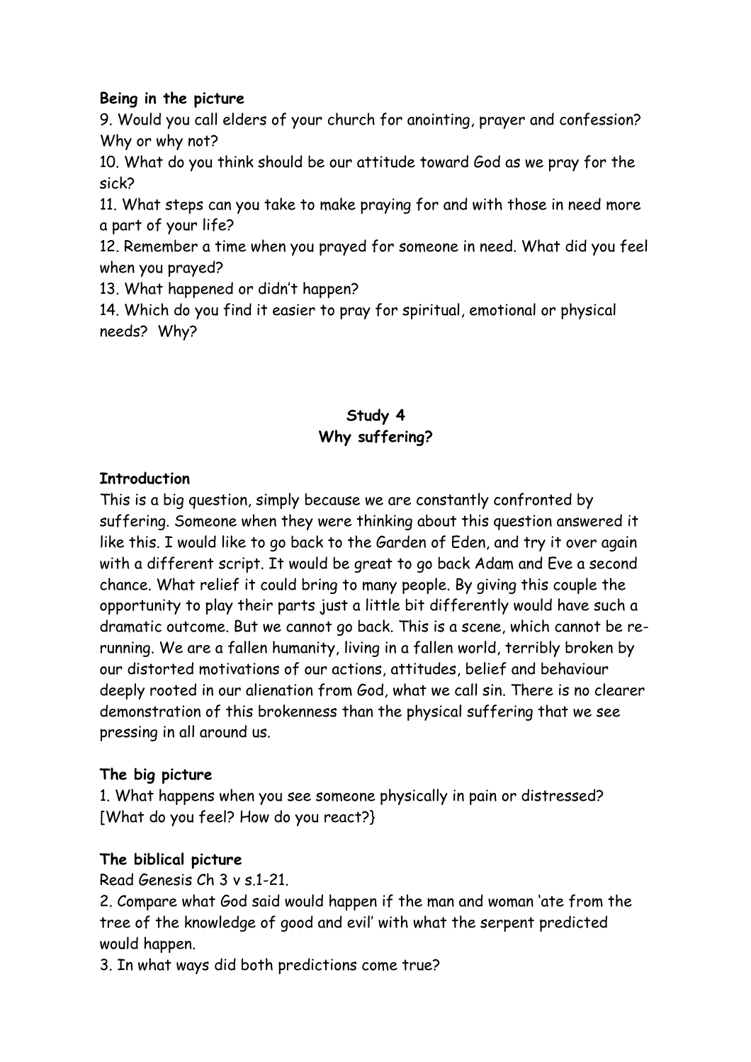**Being in the picture**

9. Would you call elders of your church for anointing, prayer and confession? Why or why not?

10. What do you think should be our attitude toward God as we pray for the sick?

11. What steps can you take to make praying for and with those in need more a part of your life?

12. Remember a time when you prayed for someone in need. What did you feel when you prayed?

13. What happened or didn't happen?

14. Which do you find it easier to pray for spiritual, emotional or physical needs? Why?

## Study 4
## Why suffering?

**Introduction**

This is a big question, simply because we are constantly confronted by suffering. Someone when they were thinking about this question answered it like this. I would like to go back to the Garden of Eden, and try it over again with a different script. It would be great to go back Adam and Eve a second chance. What relief it could bring to many people. By giving this couple the opportunity to play their parts just a little bit differently would have such a dramatic outcome. But we cannot go back. This is a scene, which cannot be re-running. We are a fallen humanity, living in a fallen world, terribly broken by our distorted motivations of our actions, attitudes, belief and behaviour deeply rooted in our alienation from God, what we call sin. There is no clearer demonstration of this brokenness than the physical suffering that we see pressing in all around us.

**The big picture**

1. What happens when you see someone physically in pain or distressed? [What do you feel? How do you react?}

**The biblical picture**

Read Genesis Ch 3 v s.1-21.

2. Compare what God said would happen if the man and woman 'ate from the tree of the knowledge of good and evil' with what the serpent predicted would happen.

3. In what ways did both predictions come true?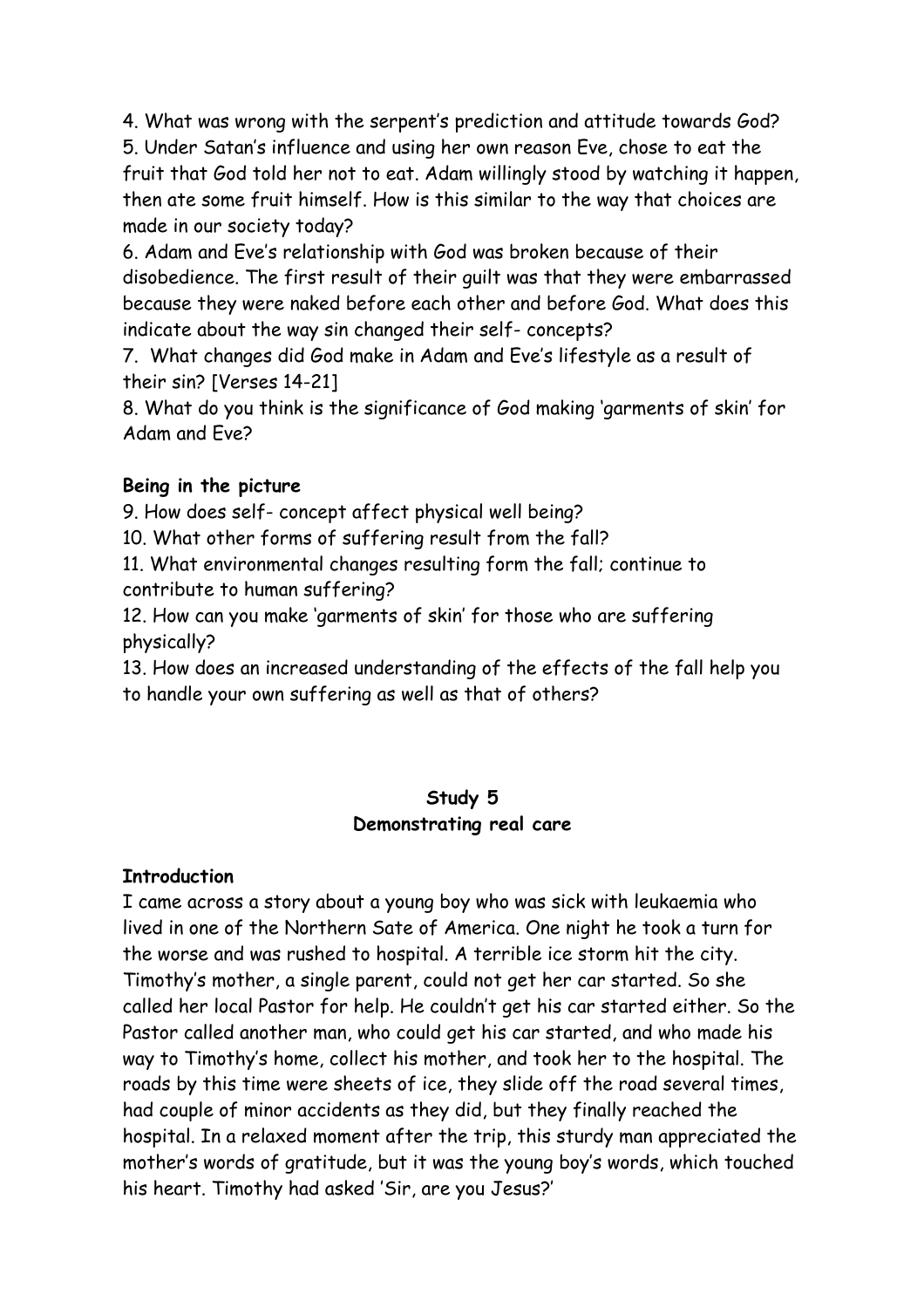4. What was wrong with the serpent's prediction and attitude towards God?
5. Under Satan's influence and using her own reason Eve, chose to eat the fruit that God told her not to eat. Adam willingly stood by watching it happen, then ate some fruit himself. How is this similar to the way that choices are made in our society today?
6. Adam and Eve's relationship with God was broken because of their disobedience. The first result of their guilt was that they were embarrassed because they were naked before each other and before God. What does this indicate about the way sin changed their self- concepts?
7. What changes did God make in Adam and Eve's lifestyle as a result of their sin? [Verses 14-21]
8. What do you think is the significance of God making 'garments of skin' for Adam and Eve?

**Being in the picture**

9. How does self- concept affect physical well being?
10. What other forms of suffering result from the fall?
11. What environmental changes resulting form the fall; continue to contribute to human suffering?
12. How can you make 'garments of skin' for those who are suffering physically?
13. How does an increased understanding of the effects of the fall help you to handle your own suffering as well as that of others?

## Study 5
## Demonstrating real care

**Introduction**

I came across a story about a young boy who was sick with leukaemia who lived in one of the Northern Sate of America. One night he took a turn for the worse and was rushed to hospital. A terrible ice storm hit the city. Timothy's mother, a single parent, could not get her car started. So she called her local Pastor for help. He couldn't get his car started either. So the Pastor called another man, who could get his car started, and who made his way to Timothy's home, collect his mother, and took her to the hospital. The roads by this time were sheets of ice, they slide off the road several times, had couple of minor accidents as they did, but they finally reached the hospital. In a relaxed moment after the trip, this sturdy man appreciated the mother's words of gratitude, but it was the young boy's words, which touched his heart. Timothy had asked 'Sir, are you Jesus?'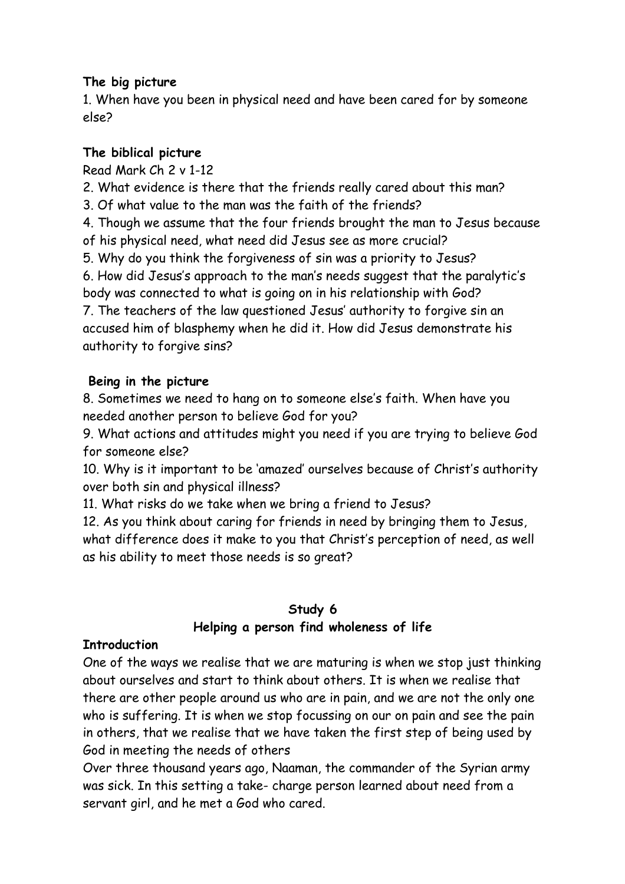**The big picture**

1. When have you been in physical need and have been cared for by someone else?

**The biblical picture**

Read Mark Ch 2 v 1-12

2. What evidence is there that the friends really cared about this man?
3. Of what value to the man was the faith of the friends?
4. Though we assume that the four friends brought the man to Jesus because of his physical need, what need did Jesus see as more crucial?
5. Why do you think the forgiveness of sin was a priority to Jesus?
6. How did Jesus's approach to the man's needs suggest that the paralytic's body was connected to what is going on in his relationship with God?
7. The teachers of the law questioned Jesus' authority to forgive sin an accused him of blasphemy when he did it. How did Jesus demonstrate his authority to forgive sins?

**Being in the picture**

8. Sometimes we need to hang on to someone else's faith. When have you needed another person to believe God for you?
9. What actions and attitudes might you need if you are trying to believe God for someone else?
10. Why is it important to be 'amazed' ourselves because of Christ's authority over both sin and physical illness?
11. What risks do we take when we bring a friend to Jesus?
12. As you think about caring for friends in need by bringing them to Jesus, what difference does it make to you that Christ's perception of need, as well as his ability to meet those needs is so great?

## Study 6
## Helping a person find wholeness of life

**Introduction**

One of the ways we realise that we are maturing is when we stop just thinking about ourselves and start to think about others. It is when we realise that there are other people around us who are in pain, and we are not the only one who is suffering. It is when we stop focussing on our on pain and see the pain in others, that we realise that we have taken the first step of being used by God in meeting the needs of others

Over three thousand years ago, Naaman, the commander of the Syrian army was sick. In this setting a take- charge person learned about need from a servant girl, and he met a God who cared.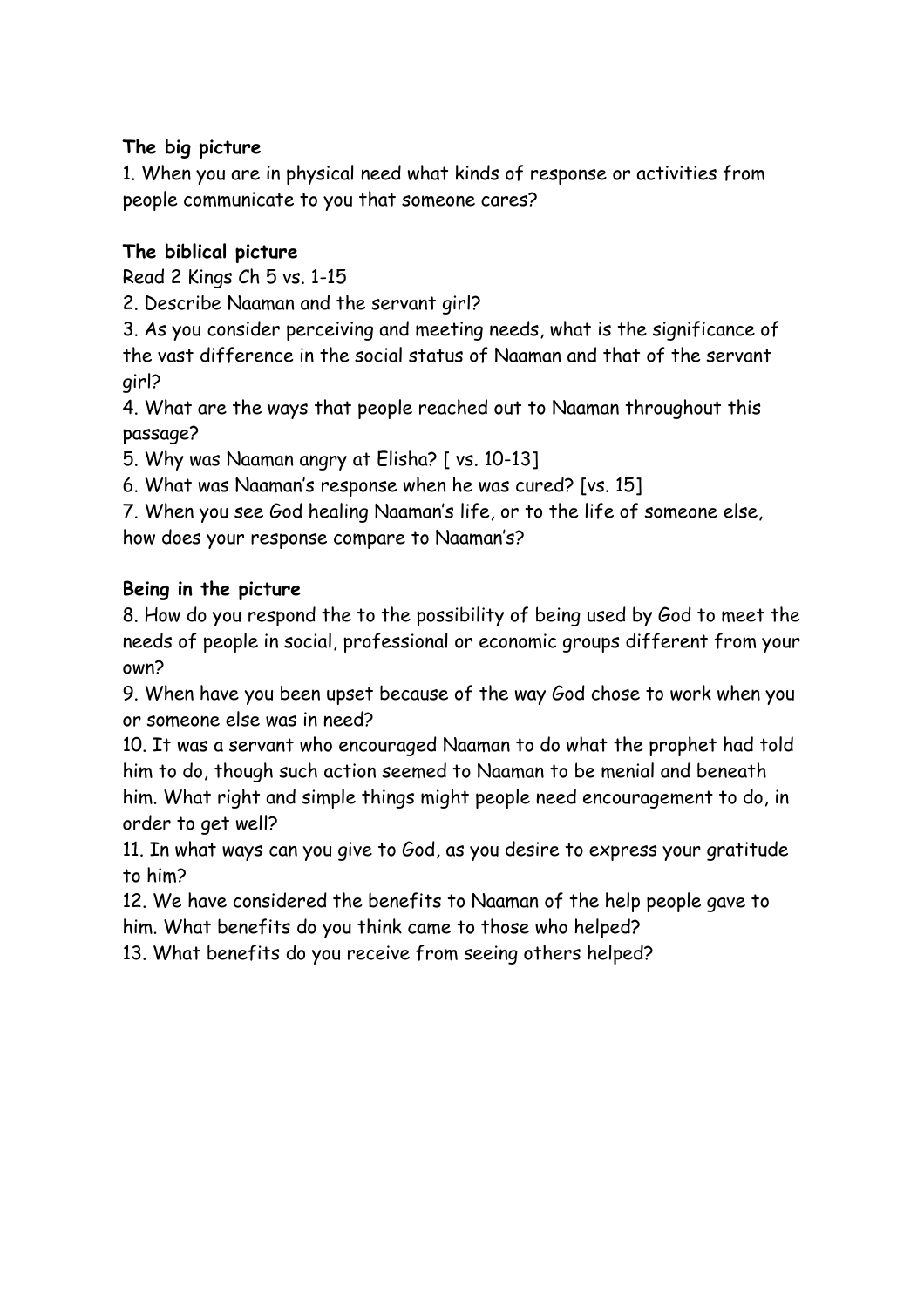**The big picture**

1. When you are in physical need what kinds of response or activities from people communicate to you that someone cares?

**The biblical picture**

Read 2 Kings Ch 5 vs. 1-15

2. Describe Naaman and the servant girl?
3. As you consider perceiving and meeting needs, what is the significance of the vast difference in the social status of Naaman and that of the servant girl?
4. What are the ways that people reached out to Naaman throughout this passage?
5. Why was Naaman angry at Elisha? [ vs. 10-13]
6. What was Naaman's response when he was cured? [vs. 15]
7. When you see God healing Naaman's life, or to the life of someone else, how does your response compare to Naaman's?

**Being in the picture**

8. How do you respond the to the possibility of being used by God to meet the needs of people in social, professional or economic groups different from your own?
9. When have you been upset because of the way God chose to work when you or someone else was in need?
10. It was a servant who encouraged Naaman to do what the prophet had told him to do, though such action seemed to Naaman to be menial and beneath him. What right and simple things might people need encouragement to do, in order to get well?
11. In what ways can you give to God, as you desire to express your gratitude to him?
12. We have considered the benefits to Naaman of the help people gave to him. What benefits do you think came to those who helped?
13. What benefits do you receive from seeing others helped?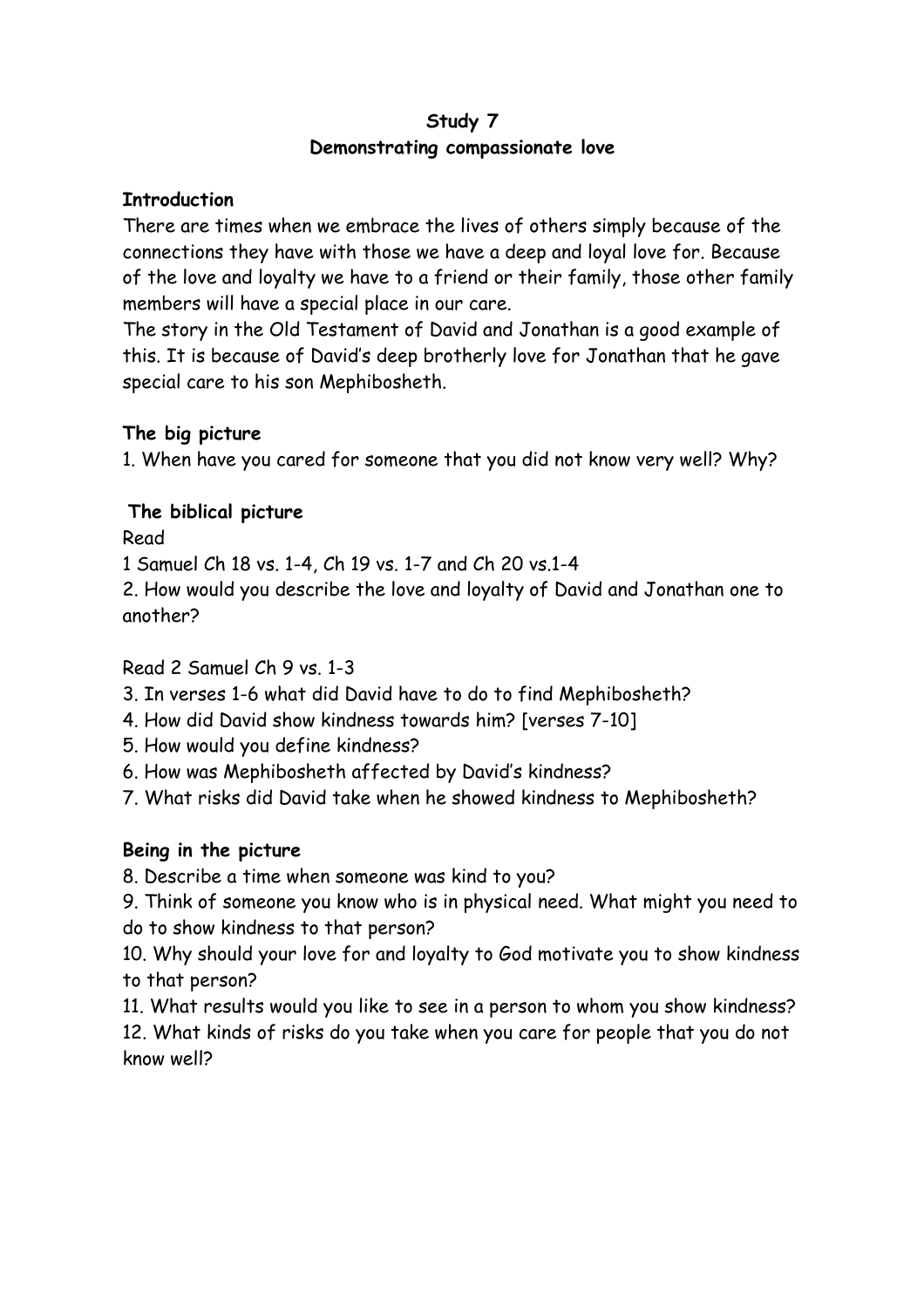# Study 7
## Demonstrating compassionate love

**Introduction**

There are times when we embrace the lives of others simply because of the connections they have with those we have a deep and loyal love for. Because of the love and loyalty we have to a friend or their family, those other family members will have a special place in our care.

The story in the Old Testament of David and Jonathan is a good example of this. It is because of David's deep brotherly love for Jonathan that he gave special care to his son Mephibosheth.

**The big picture**

1. When have you cared for someone that you did not know very well? Why?

**The biblical picture**

Read

1 Samuel Ch 18 vs. 1-4, Ch 19 vs. 1-7 and Ch 20 vs.1-4

2. How would you describe the love and loyalty of David and Jonathan one to another?

Read 2 Samuel Ch 9 vs. 1-3

3. In verses 1-6 what did David have to do to find Mephibosheth?
4. How did David show kindness towards him? [verses 7-10]
5. How would you define kindness?
6. How was Mephibosheth affected by David's kindness?
7. What risks did David take when he showed kindness to Mephibosheth?

**Being in the picture**

8. Describe a time when someone was kind to you?
9. Think of someone you know who is in physical need. What might you need to do to show kindness to that person?
10. Why should your love for and loyalty to God motivate you to show kindness to that person?
11. What results would you like to see in a person to whom you show kindness?
12. What kinds of risks do you take when you care for people that you do not know well?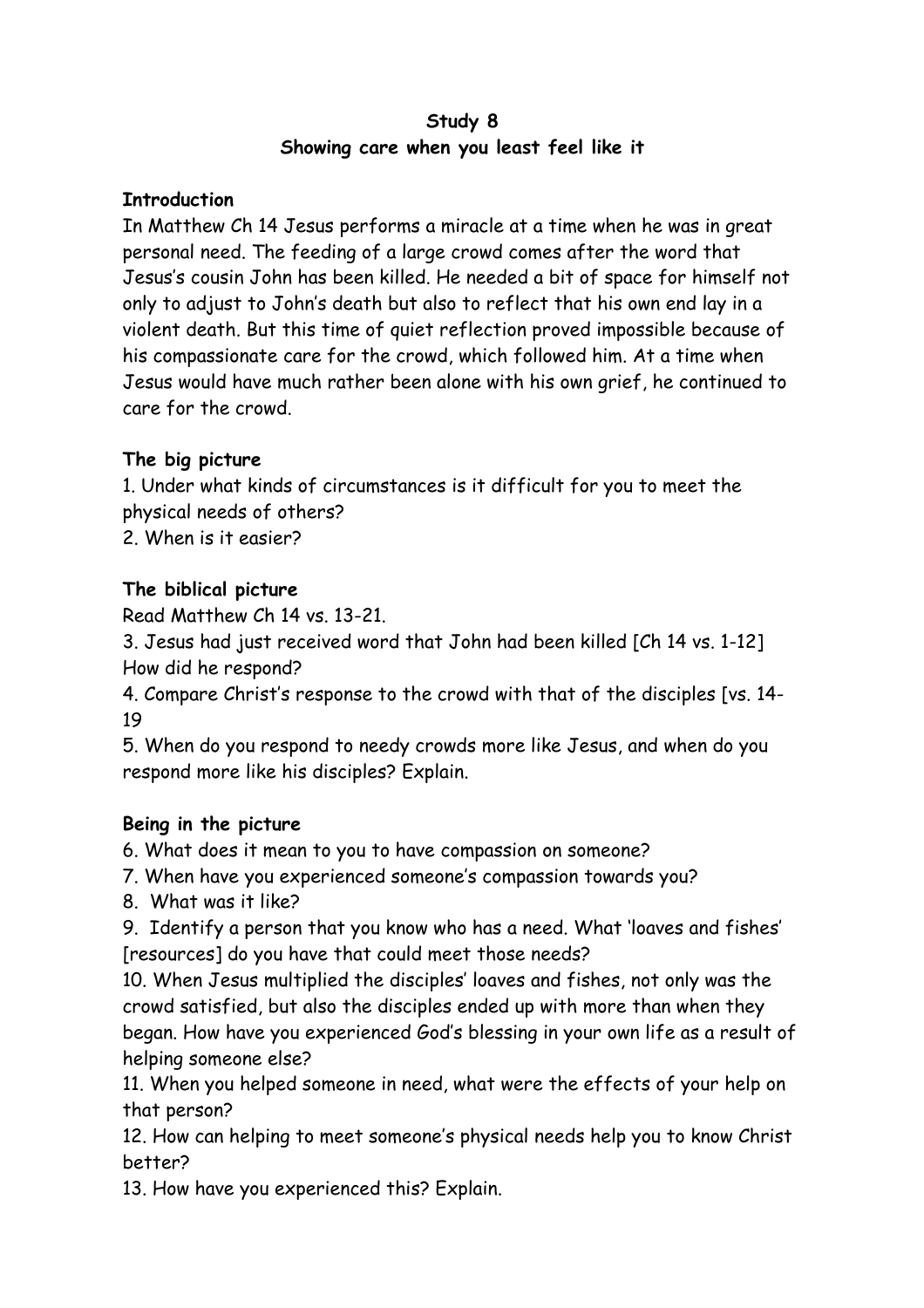**Study 8**
**Showing care when you least feel like it**

**Introduction**

In Matthew Ch 14 Jesus performs a miracle at a time when he was in great personal need. The feeding of a large crowd comes after the word that Jesus's cousin John has been killed. He needed a bit of space for himself not only to adjust to John's death but also to reflect that his own end lay in a violent death. But this time of quiet reflection proved impossible because of his compassionate care for the crowd, which followed him. At a time when Jesus would have much rather been alone with his own grief, he continued to care for the crowd.

**The big picture**

1. Under what kinds of circumstances is it difficult for you to meet the physical needs of others?
2. When is it easier?

**The biblical picture**

Read Matthew Ch 14 vs. 13-21.

3. Jesus had just received word that John had been killed [Ch 14 vs. 1-12] How did he respond?
4. Compare Christ's response to the crowd with that of the disciples [vs. 14-19
5. When do you respond to needy crowds more like Jesus, and when do you respond more like his disciples? Explain.

**Being in the picture**

6. What does it mean to you to have compassion on someone?
7. When have you experienced someone's compassion towards you?
8. What was it like?
9. Identify a person that you know who has a need. What 'loaves and fishes' [resources] do you have that could meet those needs?
10. When Jesus multiplied the disciples' loaves and fishes, not only was the crowd satisfied, but also the disciples ended up with more than when they began. How have you experienced God's blessing in your own life as a result of helping someone else?
11. When you helped someone in need, what were the effects of your help on that person?
12. How can helping to meet someone's physical needs help you to know Christ better?
13. How have you experienced this? Explain.